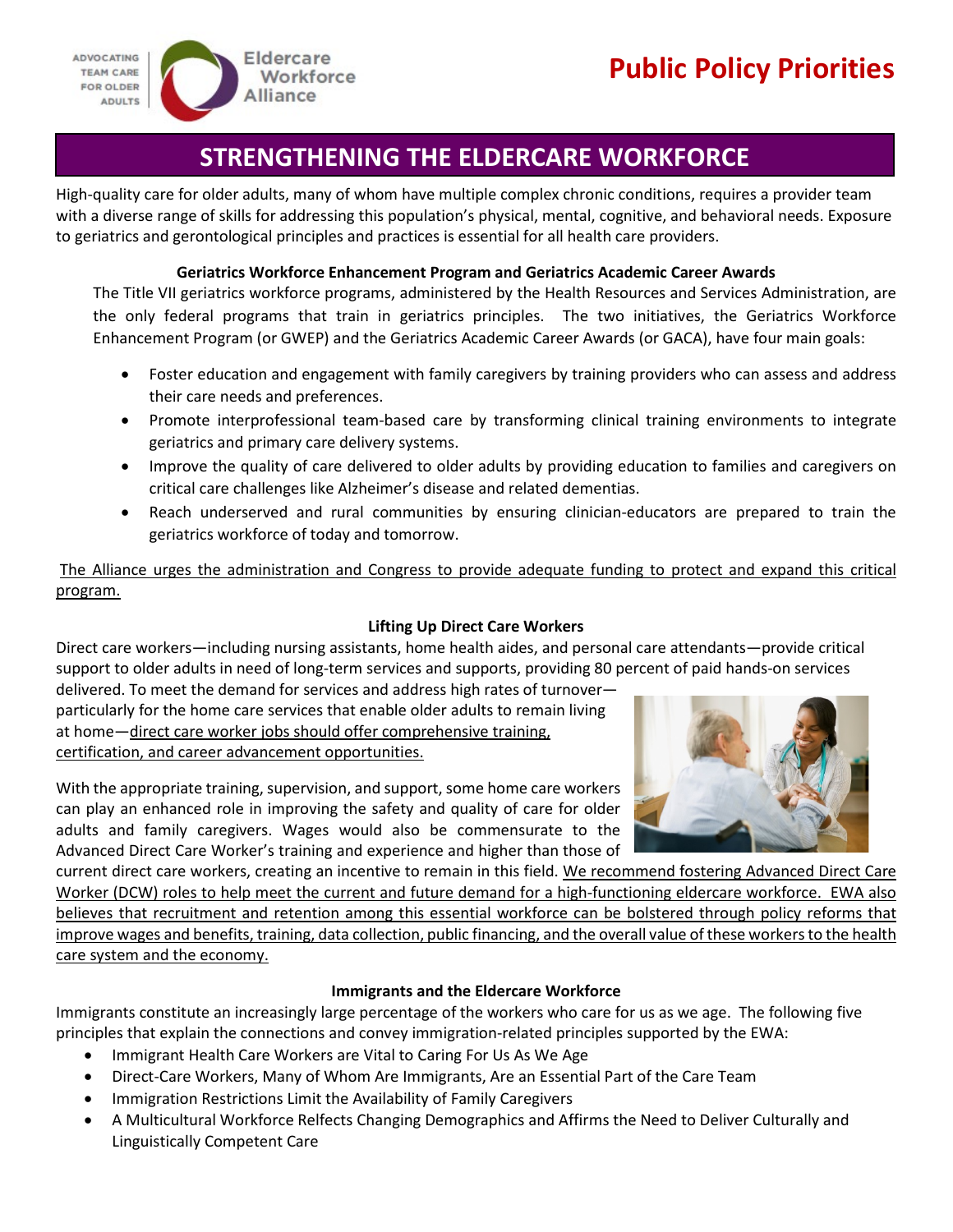ADVOCATING TEAM CARE FOR OLDER ADULTS

Eldercare Workforce Alliance

# Public Policy Priorities

## STRENGTHENING THE ELDERCARE WORKFORCE

High-quality care for older adults, many of whom have multiple complex chronic conditions, requires a provider team with a diverse range of skills for addressing this population's physical, mental, cognitive, and behavioral needs. Exposure to geriatrics and gerontological principles and practices is essential for all health care providers.

### Geriatrics Workforce Enhancement Program and Geriatrics Academic Career Awards

The Title VII geriatrics workforce programs, administered by the Health Resources and Services Administration, are the only federal programs that train in geriatrics principles. The two initiatives, the Geriatrics Workforce Enhancement Program (or GWEP) and the Geriatrics Academic Career Awards (or GACA), have four main goals:

- Foster education and engagement with family caregivers by training providers who can assess and address their care needs and preferences.
- Promote interprofessional team-based care by transforming clinical training environments to integrate geriatrics and primary care delivery systems.
- Improve the quality of care delivered to older adults by providing education to families and caregivers on critical care challenges like Alzheimer's disease and related dementias.
- Reach underserved and rural communities by ensuring clinician-educators are prepared to train the geriatrics workforce of today and tomorrow.

The Alliance urges the administration and Congress to provide adequate funding to protect and expand this critical program.

### Lifting Up Direct Care Workers

Direct care workers—including nursing assistants, home health aides, and personal care attendants—provide critical support to older adults in need of long-term services and supports, providing 80 percent of paid hands-on services delivered. To meet the demand for services and address high rates of turnover—particularly for the home care services that enable older adults to remain living at home—direct care worker jobs should offer comprehensive training, certification, and career advancement opportunities.

With the appropriate training, supervision, and support, some home care workers can play an enhanced role in improving the safety and quality of care for older adults and family caregivers. Wages would also be commensurate to the Advanced Direct Care Worker's training and experience and higher than those of current direct care workers, creating an incentive to remain in this field. We recommend fostering Advanced Direct Care Worker (DCW) roles to help meet the current and future demand for a high-functioning eldercare workforce. EWA also believes that recruitment and retention among this essential workforce can be bolstered through policy reforms that improve wages and benefits, training, data collection, public financing, and the overall value of these workers to the health care system and the economy.

### Immigrants and the Eldercare Workforce

Immigrants constitute an increasingly large percentage of the workers who care for us as we age. The following five principles that explain the connections and convey immigration-related principles supported by the EWA:

- Immigrant Health Care Workers are Vital to Caring For Us As We Age
- Direct-Care Workers, Many of Whom Are Immigrants, Are an Essential Part of the Care Team
- Immigration Restrictions Limit the Availability of Family Caregivers
- A Multicultural Workforce Relfects Changing Demographics and Affirms the Need to Deliver Culturally and Linguistically Competent Care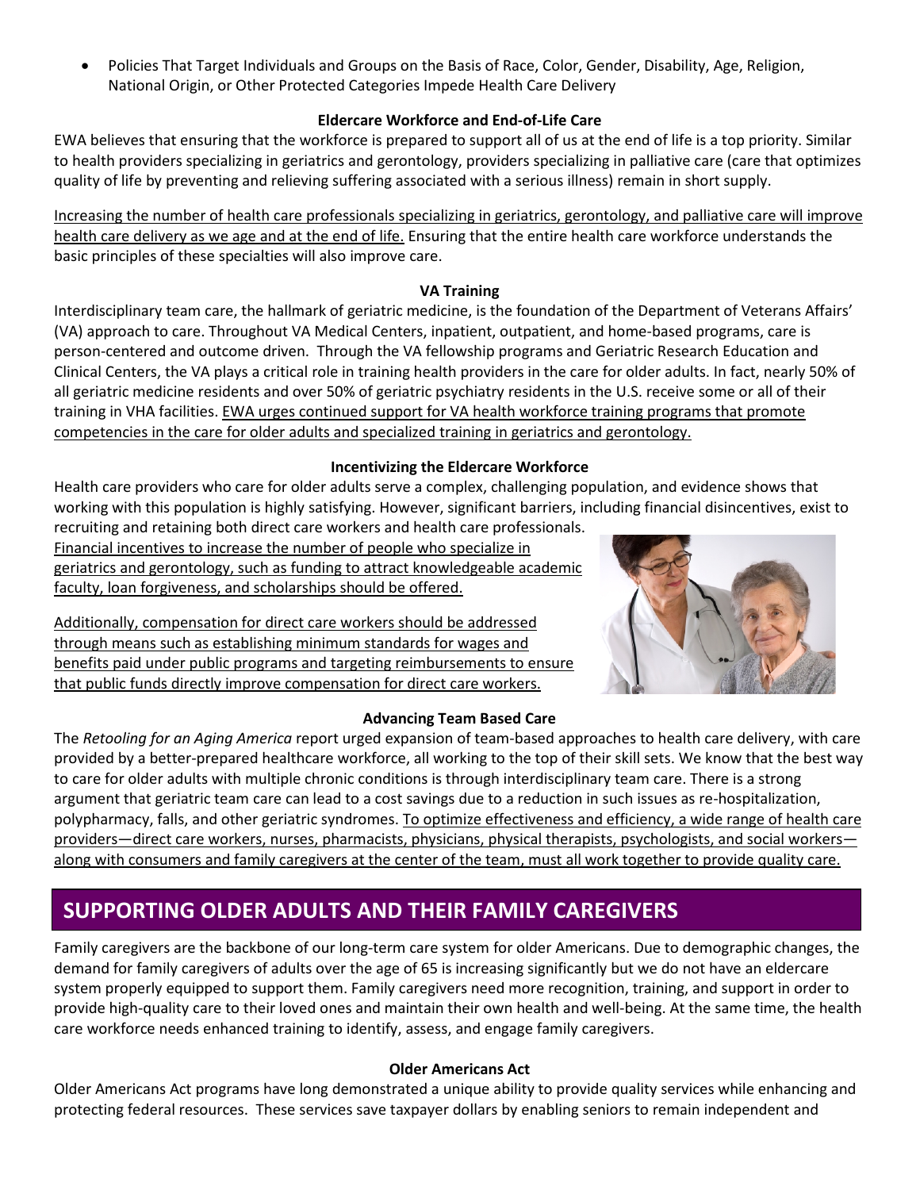- Policies That Target Individuals and Groups on the Basis of Race, Color, Gender, Disability, Age, Religion, National Origin, or Other Protected Categories Impede Health Care Delivery

### Eldercare Workforce and End-of-Life Care

EWA believes that ensuring that the workforce is prepared to support all of us at the end of life is a top priority. Similar to health providers specializing in geriatrics and gerontology, providers specializing in palliative care (care that optimizes quality of life by preventing and relieving suffering associated with a serious illness) remain in short supply.

Increasing the number of health care professionals specializing in geriatrics, gerontology, and palliative care will improve health care delivery as we age and at the end of life. Ensuring that the entire health care workforce understands the basic principles of these specialties will also improve care.

### VA Training

Interdisciplinary team care, the hallmark of geriatric medicine, is the foundation of the Department of Veterans Affairs' (VA) approach to care. Throughout VA Medical Centers, inpatient, outpatient, and home-based programs, care is person-centered and outcome driven. Through the VA fellowship programs and Geriatric Research Education and Clinical Centers, the VA plays a critical role in training health providers in the care for older adults. In fact, nearly 50% of all geriatric medicine residents and over 50% of geriatric psychiatry residents in the U.S. receive some or all of their training in VHA facilities. EWA urges continued support for VA health workforce training programs that promote competencies in the care for older adults and specialized training in geriatrics and gerontology.

### Incentivizing the Eldercare Workforce

Health care providers who care for older adults serve a complex, challenging population, and evidence shows that working with this population is highly satisfying. However, significant barriers, including financial disincentives, exist to recruiting and retaining both direct care workers and health care professionals. Financial incentives to increase the number of people who specialize in geriatrics and gerontology, such as funding to attract knowledgeable academic faculty, loan forgiveness, and scholarships should be offered.

Additionally, compensation for direct care workers should be addressed through means such as establishing minimum standards for wages and benefits paid under public programs and targeting reimbursements to ensure that public funds directly improve compensation for direct care workers.

### Advancing Team Based Care

The *Retooling for an Aging America* report urged expansion of team-based approaches to health care delivery, with care provided by a better-prepared healthcare workforce, all working to the top of their skill sets. We know that the best way to care for older adults with multiple chronic conditions is through interdisciplinary team care. There is a strong argument that geriatric team care can lead to a cost savings due to a reduction in such issues as re-hospitalization, polypharmacy, falls, and other geriatric syndromes. To optimize effectiveness and efficiency, a wide range of health care providers—direct care workers, nurses, pharmacists, physicians, physical therapists, psychologists, and social workers—along with consumers and family caregivers at the center of the team, must all work together to provide quality care.

## SUPPORTING OLDER ADULTS AND THEIR FAMILY CAREGIVERS

Family caregivers are the backbone of our long-term care system for older Americans. Due to demographic changes, the demand for family caregivers of adults over the age of 65 is increasing significantly but we do not have an eldercare system properly equipped to support them. Family caregivers need more recognition, training, and support in order to provide high-quality care to their loved ones and maintain their own health and well-being. At the same time, the health care workforce needs enhanced training to identify, assess, and engage family caregivers.

### Older Americans Act

Older Americans Act programs have long demonstrated a unique ability to provide quality services while enhancing and protecting federal resources. These services save taxpayer dollars by enabling seniors to remain independent and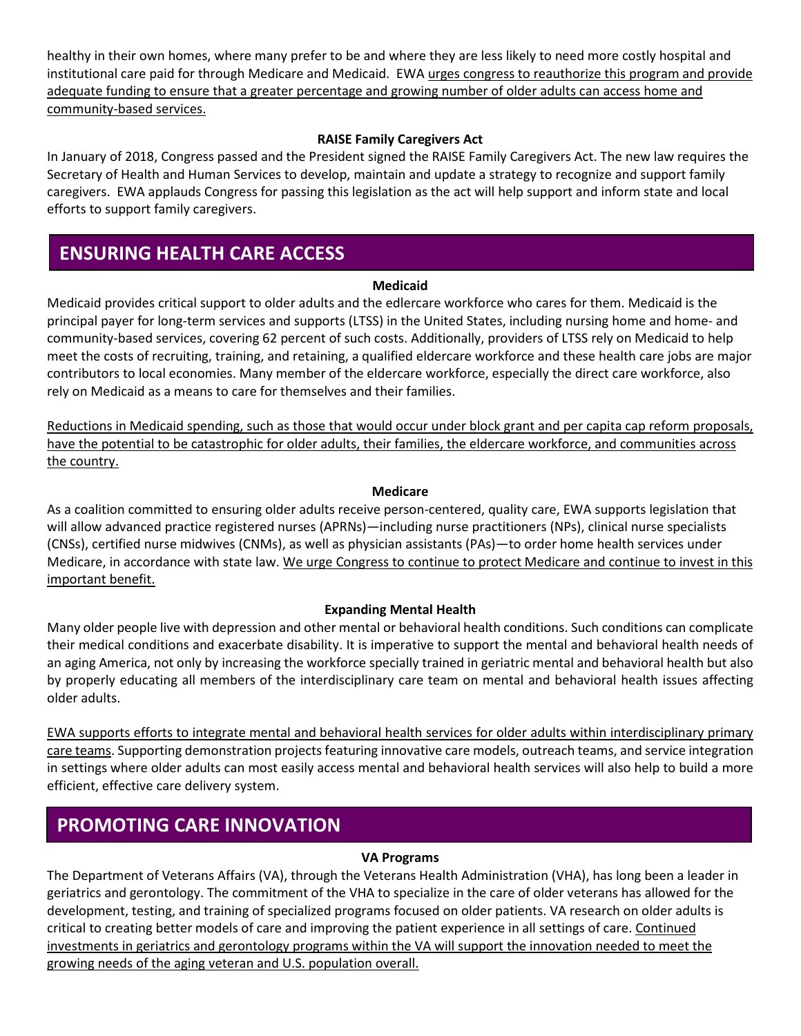healthy in their own homes, where many prefer to be and where they are less likely to need more costly hospital and institutional care paid for through Medicare and Medicaid. EWA urges congress to reauthorize this program and provide adequate funding to ensure that a greater percentage and growing number of older adults can access home and community-based services.

**RAISE Family Caregivers Act**

In January of 2018, Congress passed and the President signed the RAISE Family Caregivers Act. The new law requires the Secretary of Health and Human Services to develop, maintain and update a strategy to recognize and support family caregivers. EWA applauds Congress for passing this legislation as the act will help support and inform state and local efforts to support family caregivers.

## ENSURING HEALTH CARE ACCESS

**Medicaid**

Medicaid provides critical support to older adults and the edlercare workforce who cares for them. Medicaid is the principal payer for long-term services and supports (LTSS) in the United States, including nursing home and home- and community-based services, covering 62 percent of such costs. Additionally, providers of LTSS rely on Medicaid to help meet the costs of recruiting, training, and retaining, a qualified eldercare workforce and these health care jobs are major contributors to local economies. Many member of the eldercare workforce, especially the direct care workforce, also rely on Medicaid as a means to care for themselves and their families.

Reductions in Medicaid spending, such as those that would occur under block grant and per capita cap reform proposals, have the potential to be catastrophic for older adults, their families, the eldercare workforce, and communities across the country.

**Medicare**

As a coalition committed to ensuring older adults receive person-centered, quality care, EWA supports legislation that will allow advanced practice registered nurses (APRNs)—including nurse practitioners (NPs), clinical nurse specialists (CNSs), certified nurse midwives (CNMs), as well as physician assistants (PAs)—to order home health services under Medicare, in accordance with state law. We urge Congress to continue to protect Medicare and continue to invest in this important benefit.

**Expanding Mental Health**

Many older people live with depression and other mental or behavioral health conditions. Such conditions can complicate their medical conditions and exacerbate disability. It is imperative to support the mental and behavioral health needs of an aging America, not only by increasing the workforce specially trained in geriatric mental and behavioral health but also by properly educating all members of the interdisciplinary care team on mental and behavioral health issues affecting older adults.

EWA supports efforts to integrate mental and behavioral health services for older adults within interdisciplinary primary care teams. Supporting demonstration projects featuring innovative care models, outreach teams, and service integration in settings where older adults can most easily access mental and behavioral health services will also help to build a more efficient, effective care delivery system.

## PROMOTING CARE INNOVATION

**VA Programs**

The Department of Veterans Affairs (VA), through the Veterans Health Administration (VHA), has long been a leader in geriatrics and gerontology. The commitment of the VHA to specialize in the care of older veterans has allowed for the development, testing, and training of specialized programs focused on older patients. VA research on older adults is critical to creating better models of care and improving the patient experience in all settings of care. Continued investments in geriatrics and gerontology programs within the VA will support the innovation needed to meet the growing needs of the aging veteran and U.S. population overall.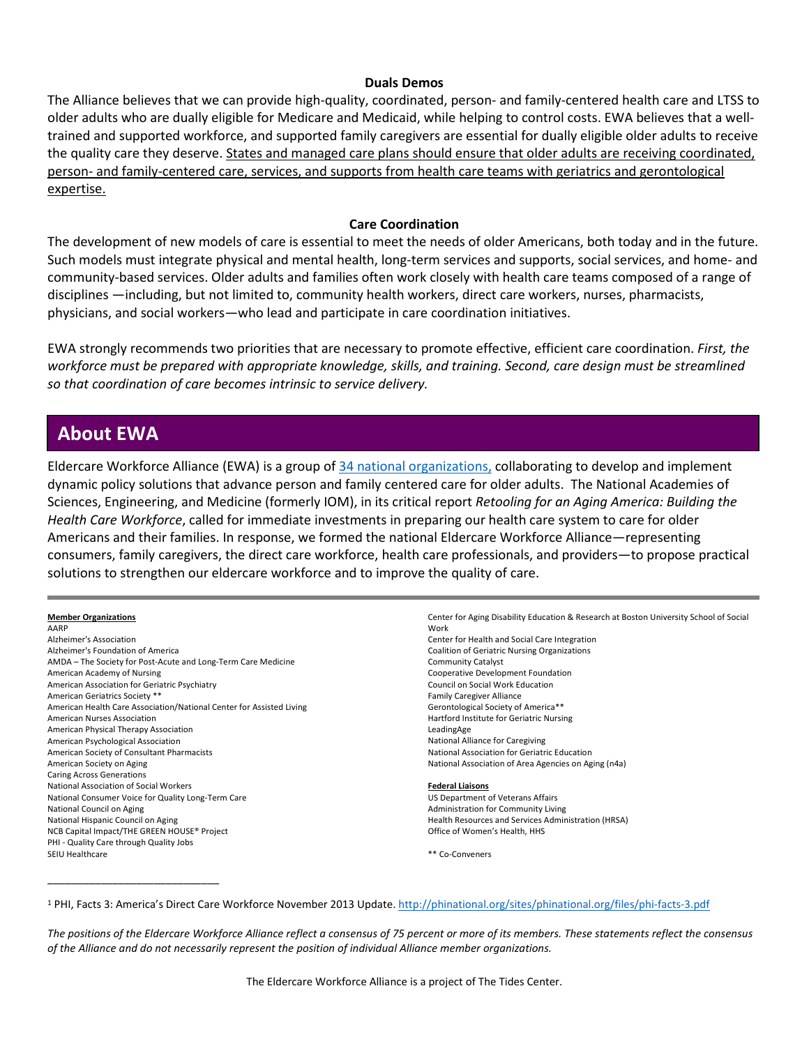### Duals Demos

The Alliance believes that we can provide high-quality, coordinated, person- and family-centered health care and LTSS to older adults who are dually eligible for Medicare and Medicaid, while helping to control costs. EWA believes that a well-trained and supported workforce, and supported family caregivers are essential for dually eligible older adults to receive the quality care they deserve. States and managed care plans should ensure that older adults are receiving coordinated, person- and family-centered care, services, and supports from health care teams with geriatrics and gerontological expertise.

### Care Coordination

The development of new models of care is essential to meet the needs of older Americans, both today and in the future. Such models must integrate physical and mental health, long-term services and supports, social services, and home- and community-based services. Older adults and families often work closely with health care teams composed of a range of disciplines —including, but not limited to, community health workers, direct care workers, nurses, pharmacists, physicians, and social workers—who lead and participate in care coordination initiatives.

EWA strongly recommends two priorities that are necessary to promote effective, efficient care coordination. *First, the workforce must be prepared with appropriate knowledge, skills, and training. Second, care design must be streamlined so that coordination of care becomes intrinsic to service delivery.*

## About EWA

Eldercare Workforce Alliance (EWA) is a group of 34 national organizations, collaborating to develop and implement dynamic policy solutions that advance person and family centered care for older adults. The National Academies of Sciences, Engineering, and Medicine (formerly IOM), in its critical report *Retooling for an Aging America: Building the Health Care Workforce*, called for immediate investments in preparing our health care system to care for older Americans and their families. In response, we formed the national Eldercare Workforce Alliance—representing consumers, family caregivers, the direct care workforce, health care professionals, and providers—to propose practical solutions to strengthen our eldercare workforce and to improve the quality of care.

**Member Organizations**

AARP
Alzheimer's Association
Alzheimer's Foundation of America
AMDA – The Society for Post-Acute and Long-Term Care Medicine
American Academy of Nursing
American Association for Geriatric Psychiatry
American Geriatrics Society **
American Health Care Association/National Center for Assisted Living
American Nurses Association
American Physical Therapy Association
American Psychological Association
American Society of Consultant Pharmacists
American Society on Aging
Caring Across Generations
National Association of Social Workers
National Consumer Voice for Quality Long-Term Care
National Council on Aging
National Hispanic Council on Aging
NCB Capital Impact/THE GREEN HOUSE® Project
PHI - Quality Care through Quality Jobs
SEIU Healthcare
Center for Aging Disability Education & Research at Boston University School of Social Work
Center for Health and Social Care Integration
Coalition of Geriatric Nursing Organizations
Community Catalyst
Cooperative Development Foundation
Council on Social Work Education
Family Caregiver Alliance
Gerontological Society of America**
Hartford Institute for Geriatric Nursing
LeadingAge
National Alliance for Caregiving
National Association for Geriatric Education
National Association of Area Agencies on Aging (n4a)

**Federal Liaisons**

US Department of Veterans Affairs
Administration for Community Living
Health Resources and Services Administration (HRSA)
Office of Women's Health, HHS

** Co-Conveners

[1] PHI, Facts 3: America's Direct Care Workforce November 2013 Update. http://phinational.org/sites/phinational.org/files/phi-facts-3.pdf

*The positions of the Eldercare Workforce Alliance reflect a consensus of 75 percent or more of its members. These statements reflect the consensus of the Alliance and do not necessarily represent the position of individual Alliance member organizations.*

The Eldercare Workforce Alliance is a project of The Tides Center.